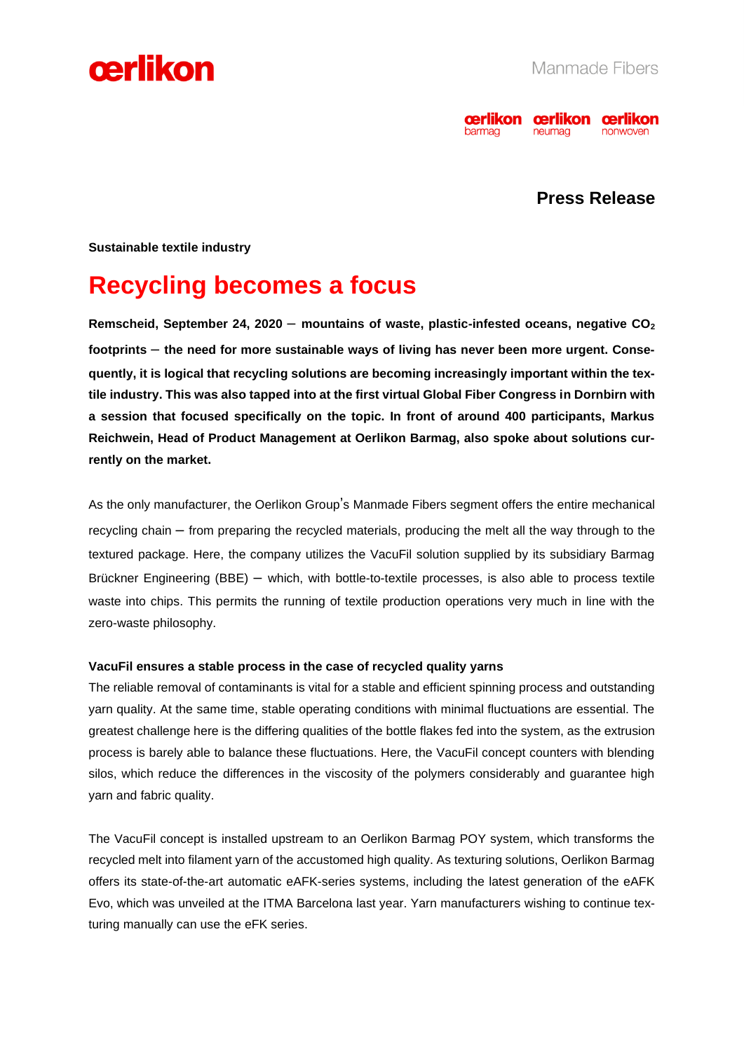oerlikon

Manmade Fibers

oerlikon barmag oerlikon neumag oerlikon nonwoven

**Press Release**

**Sustainable textile industry**

# Recycling becomes a focus

**Remscheid, September 24, 2020 – mountains of waste, plastic-infested oceans, negative $CO_2$ footprints – the need for more sustainable ways of living has never been more urgent. Consequently, it is logical that recycling solutions are becoming increasingly important within the textile industry. This was also tapped into at the first virtual Global Fiber Congress in Dornbirn with a session that focused specifically on the topic. In front of around 400 participants, Markus Reichwein, Head of Product Management at Oerlikon Barmag, also spoke about solutions currently on the market.**

As the only manufacturer, the Oerlikon Group's Manmade Fibers segment offers the entire mechanical recycling chain – from preparing the recycled materials, producing the melt all the way through to the textured package. Here, the company utilizes the VacuFil solution supplied by its subsidiary Barmag Brückner Engineering (BBE) – which, with bottle-to-textile processes, is also able to process textile waste into chips. This permits the running of textile production operations very much in line with the zero-waste philosophy.

**VacuFil ensures a stable process in the case of recycled quality yarns**

The reliable removal of contaminants is vital for a stable and efficient spinning process and outstanding yarn quality. At the same time, stable operating conditions with minimal fluctuations are essential. The greatest challenge here is the differing qualities of the bottle flakes fed into the system, as the extrusion process is barely able to balance these fluctuations. Here, the VacuFil concept counters with blending silos, which reduce the differences in the viscosity of the polymers considerably and guarantee high yarn and fabric quality.

The VacuFil concept is installed upstream to an Oerlikon Barmag POY system, which transforms the recycled melt into filament yarn of the accustomed high quality. As texturing solutions, Oerlikon Barmag offers its state-of-the-art automatic eAFK-series systems, including the latest generation of the eAFK Evo, which was unveiled at the ITMA Barcelona last year. Yarn manufacturers wishing to continue texturing manually can use the eFK series.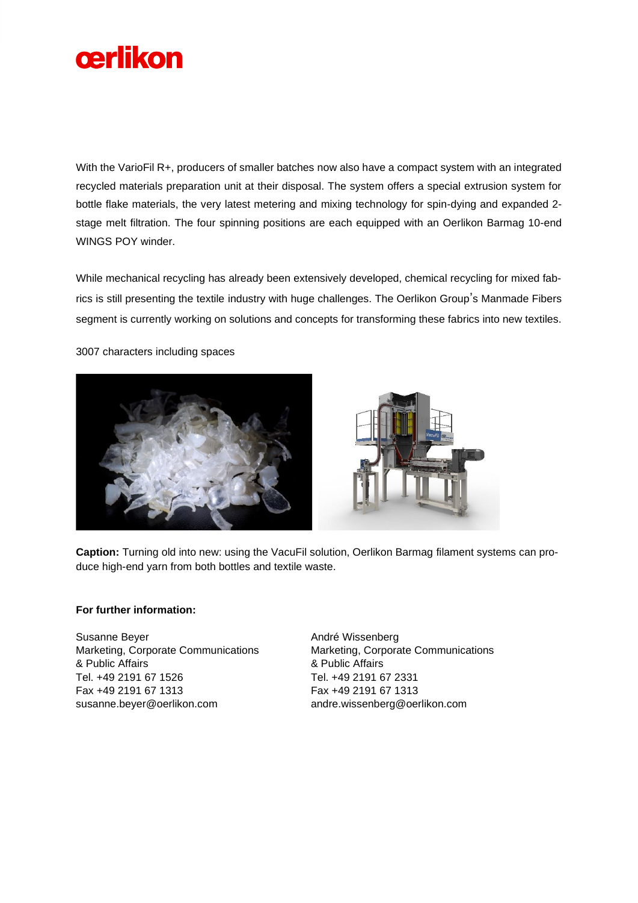With the VarioFil R+, producers of smaller batches now also have a compact system with an integrated recycled materials preparation unit at their disposal. The system offers a special extrusion system for bottle flake materials, the very latest metering and mixing technology for spin-dying and expanded 2-stage melt filtration. The four spinning positions are each equipped with an Oerlikon Barmag 10-end WINGS POY winder.

While mechanical recycling has already been extensively developed, chemical recycling for mixed fabrics is still presenting the textile industry with huge challenges. The Oerlikon Group's Manmade Fibers segment is currently working on solutions and concepts for transforming these fabrics into new textiles.

3007 characters including spaces

**Caption:** Turning old into new: using the VacuFil solution, Oerlikon Barmag filament systems can produce high-end yarn from both bottles and textile waste.

**For further information:**

Susanne Beyer
Marketing, Corporate Communications
& Public Affairs
Tel. +49 2191 67 1526
Fax +49 2191 67 1313
susanne.beyer@oerlikon.com

André Wissenberg
Marketing, Corporate Communications
& Public Affairs
Tel. +49 2191 67 2331
Fax +49 2191 67 1313
andre.wissenberg@oerlikon.com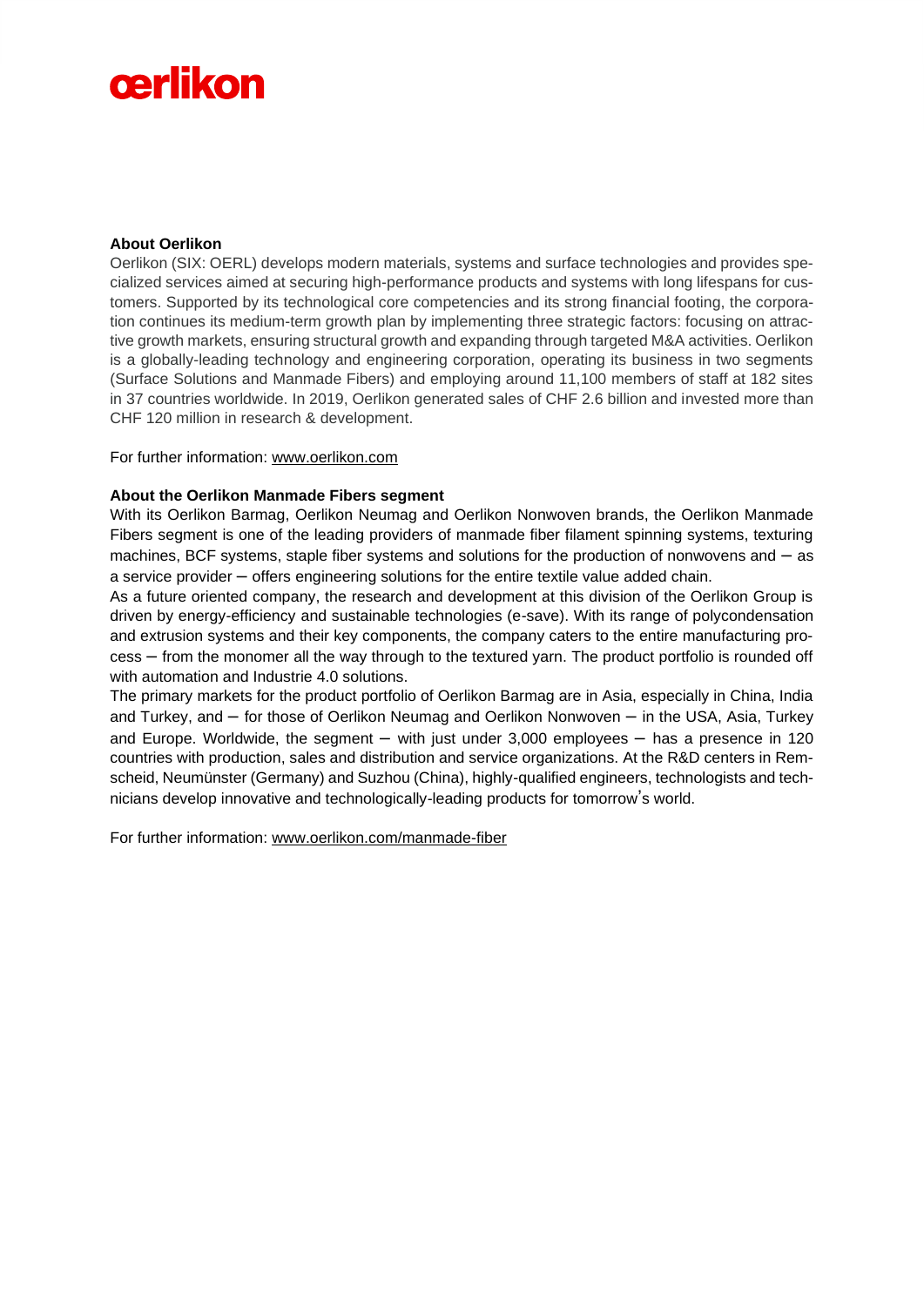**About Oerlikon**

Oerlikon (SIX: OERL) develops modern materials, systems and surface technologies and provides specialized services aimed at securing high-performance products and systems with long lifespans for customers. Supported by its technological core competencies and its strong financial footing, the corporation continues its medium-term growth plan by implementing three strategic factors: focusing on attractive growth markets, ensuring structural growth and expanding through targeted M&A activities. Oerlikon is a globally-leading technology and engineering corporation, operating its business in two segments (Surface Solutions and Manmade Fibers) and employing around 11,100 members of staff at 182 sites in 37 countries worldwide. In 2019, Oerlikon generated sales of CHF 2.6 billion and invested more than CHF 120 million in research & development.

For further information: www.oerlikon.com

**About the Oerlikon Manmade Fibers segment**

With its Oerlikon Barmag, Oerlikon Neumag and Oerlikon Nonwoven brands, the Oerlikon Manmade Fibers segment is one of the leading providers of manmade fiber filament spinning systems, texturing machines, BCF systems, staple fiber systems and solutions for the production of nonwovens and – as a service provider – offers engineering solutions for the entire textile value added chain.

As a future oriented company, the research and development at this division of the Oerlikon Group is driven by energy-efficiency and sustainable technologies (e-save). With its range of polycondensation and extrusion systems and their key components, the company caters to the entire manufacturing process – from the monomer all the way through to the textured yarn. The product portfolio is rounded off with automation and Industrie 4.0 solutions.

The primary markets for the product portfolio of Oerlikon Barmag are in Asia, especially in China, India and Turkey, and – for those of Oerlikon Neumag and Oerlikon Nonwoven – in the USA, Asia, Turkey and Europe. Worldwide, the segment – with just under 3,000 employees – has a presence in 120 countries with production, sales and distribution and service organizations. At the R&D centers in Remscheid, Neumünster (Germany) and Suzhou (China), highly-qualified engineers, technologists and technicians develop innovative and technologically-leading products for tomorrow's world.

For further information: www.oerlikon.com/manmade-fiber